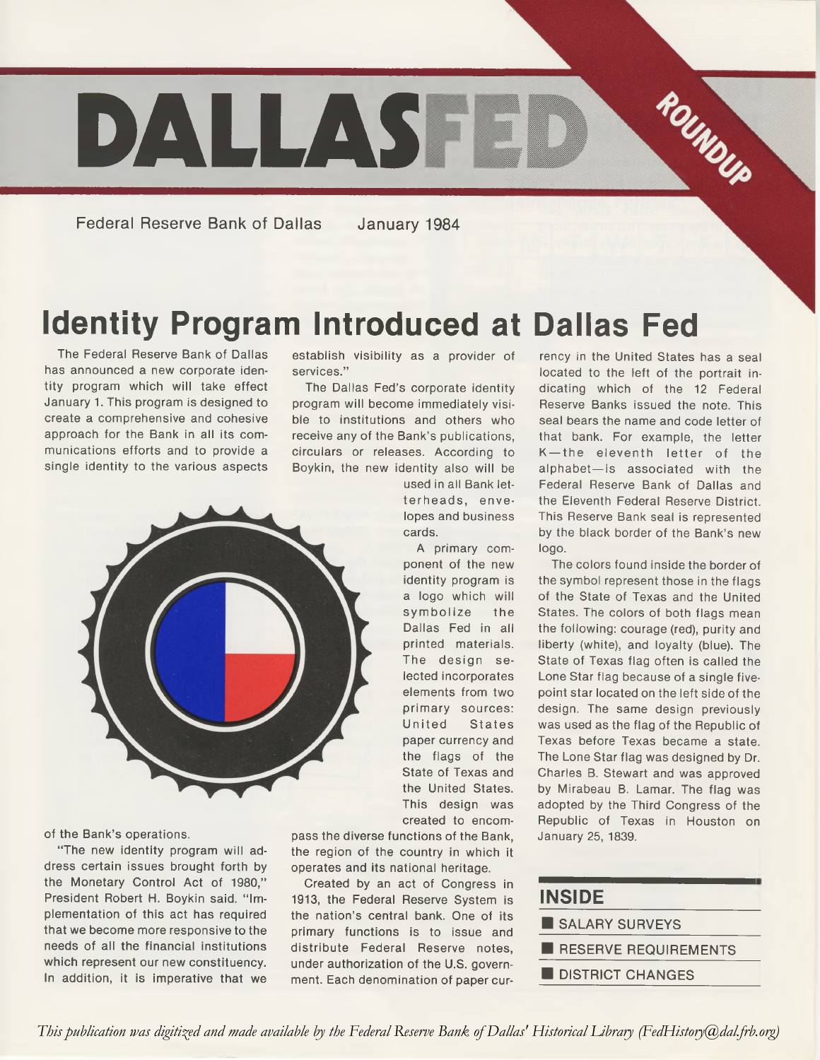# DALLASFED ROUNDUP

Federal Reserve Bank of Dallas January 1984

## Identity Program Introduced at Dallas Fed

The Federal Reserve Bank of Dallas has announced a new corporate identity program which will take effect January 1. This program is designed to create a comprehensive and cohesive approach for the Bank in all its communications efforts and to provide a single identity to the various aspects of the Bank's operations.

"The new identity program will address certain issues brought forth by the Monetary Control Act of 1980," President Robert H. Boykin said. "Implementation of this act has required that we become more responsive to the needs of all the financial institutions which represent our new constituency. In addition, it is imperative that we establish visibility as a provider of services."

The Dallas Fed's corporate identity program will become immediately visible to institutions and others who receive any of the Bank's publications, circulars or releases. According to Boykin, the new identity also will be used in all Bank letterheads, envelopes and business cards.

A primary component of the new identity program is a logo which will symbolize the Dallas Fed in all printed materials. The design selected incorporates elements from two primary sources: United States paper currency and the flags of the State of Texas and the United States. This design was created to encompass the diverse functions of the Bank, the region of the country in which it operates and its national heritage.

Created by an act of Congress in 1913, the Federal Reserve System is the nation's central bank. One of its primary functions is to issue and distribute Federal Reserve notes, under authorization of the U.S. government. Each denomination of paper currency in the United States has a seal located to the left of the portrait indicating which of the 12 Federal Reserve Banks issued the note. This seal bears the name and code letter of that bank. For example, the letter K—the eleventh letter of the alphabet—is associated with the Federal Reserve Bank of Dallas and the Eleventh Federal Reserve District. This Reserve Bank seal is represented by the black border of the Bank's new logo.

The colors found inside the border of the symbol represent those in the flags of the State of Texas and the United States. The colors of both flags mean the following: courage (red), purity and liberty (white), and loyalty (blue). The State of Texas flag often is called the Lone Star flag because of a single five-point star located on the left side of the design. The same design previously was used as the flag of the Republic of Texas before Texas became a state. The Lone Star flag was designed by Dr. Charles B. Stewart and was approved by Mirabeau B. Lamar. The flag was adopted by the Third Congress of the Republic of Texas in Houston on January 25, 1839.

**INSIDE**

- SALARY SURVEYS
- RESERVE REQUIREMENTS
- DISTRICT CHANGES

*This publication was digitized and made available by the Federal Reserve Bank of Dallas' Historical Library (FedHistory@dal.frb.org)*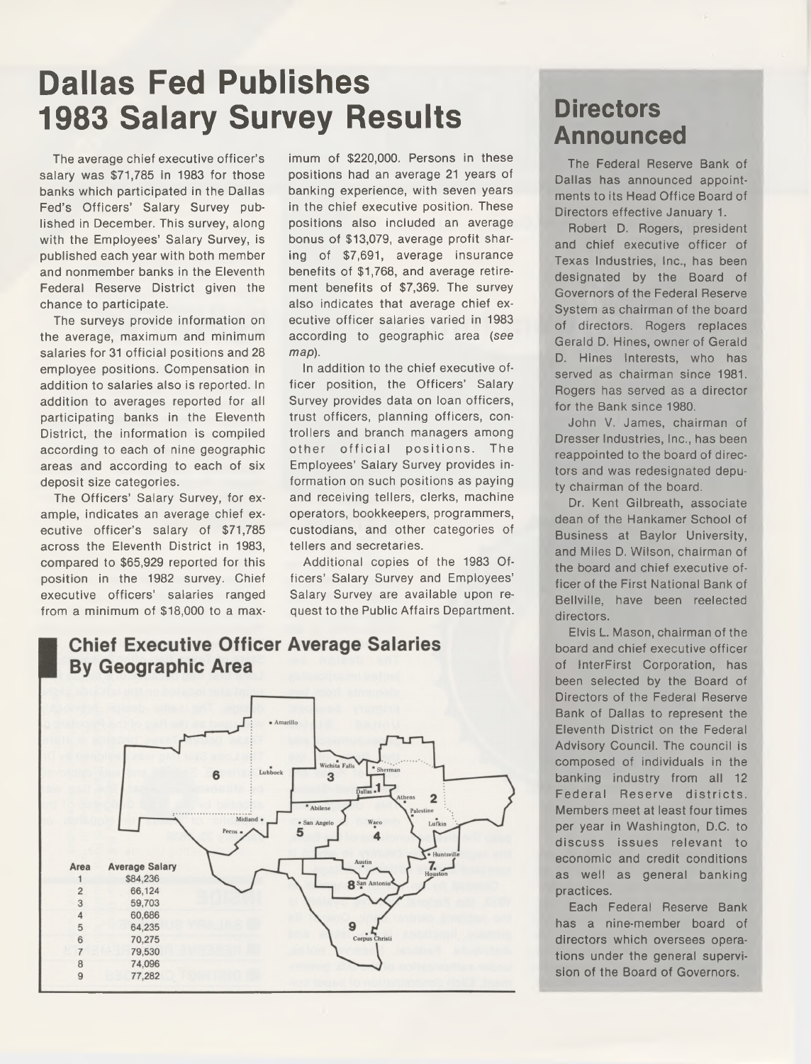# Dallas Fed Publishes 1983 Salary Survey Results

The average chief executive officer's salary was $71,785 in 1983 for those banks which participated in the Dallas Fed's Officers' Salary Survey published in December. This survey, along with the Employees' Salary Survey, is published each year with both member and nonmember banks in the Eleventh Federal Reserve District given the chance to participate.

The surveys provide information on the average, maximum and minimum salaries for 31 official positions and 28 employee positions. Compensation in addition to salaries also is reported. In addition to averages reported for all participating banks in the Eleventh District, the information is compiled according to each of nine geographic areas and according to each of six deposit size categories.

The Officers' Salary Survey, for example, indicates an average chief executive officer's salary of $71,785 across the Eleventh District in 1983, compared to $65,929 reported for this position in the 1982 survey. Chief executive officers' salaries ranged from a minimum of $18,000 to a maximum of $220,000. Persons in these positions had an average 21 years of banking experience, with seven years in the chief executive position. These positions also included an average bonus of $13,079, average profit sharing of $7,691, average insurance benefits of $1,768, and average retirement benefits of $7,369. The survey also indicates that average chief executive officer salaries varied in 1983 according to geographic area (*see map*).

In addition to the chief executive officer position, the Officers' Salary Survey provides data on loan officers, trust officers, planning officers, controllers and branch managers among other official positions. The Employees' Salary Survey provides information on such positions as paying and receiving tellers, clerks, machine operators, bookkeepers, programmers, custodians, and other categories of tellers and secretaries.

Additional copies of the 1983 Officers' Salary Survey and Employees' Salary Survey are available upon request to the Public Affairs Department.

## Chief Executive Officer Average Salaries By Geographic Area

| Area | Average Salary |
|---|---|
| 1 | $84,236 |
| 2 | 66,124 |
| 3 | 59,703 |
| 4 | 60,686 |
| 5 | 64,235 |
| 6 | 70,275 |
| 7 | 79,530 |
| 8 | 74,096 |
| 9 | 77,282 |

# Directors Announced

The Federal Reserve Bank of Dallas has announced appointments to its Head Office Board of Directors effective January 1.

Robert D. Rogers, president and chief executive officer of Texas Industries, Inc., has been designated by the Board of Governors of the Federal Reserve System as chairman of the board of directors. Rogers replaces Gerald D. Hines, owner of Gerald D. Hines Interests, who has served as chairman since 1981. Rogers has served as a director for the Bank since 1980.

John V. James, chairman of Dresser Industries, Inc., has been reappointed to the board of directors and was redesignated deputy chairman of the board.

Dr. Kent Gilbreath, associate dean of the Hankamer School of Business at Baylor University, and Miles D. Wilson, chairman of the board and chief executive officer of the First National Bank of Bellville, have been reelected directors.

Elvis L. Mason, chairman of the board and chief executive officer of InterFirst Corporation, has been selected by the Board of Directors of the Federal Reserve Bank of Dallas to represent the Eleventh District on the Federal Advisory Council. The council is composed of individuals in the banking industry from all 12 Federal Reserve districts. Members meet at least four times per year in Washington, D.C. to discuss issues relevant to economic and credit conditions as well as general banking practices.

Each Federal Reserve Bank has a nine-member board of directors which oversees operations under the general supervision of the Board of Governors.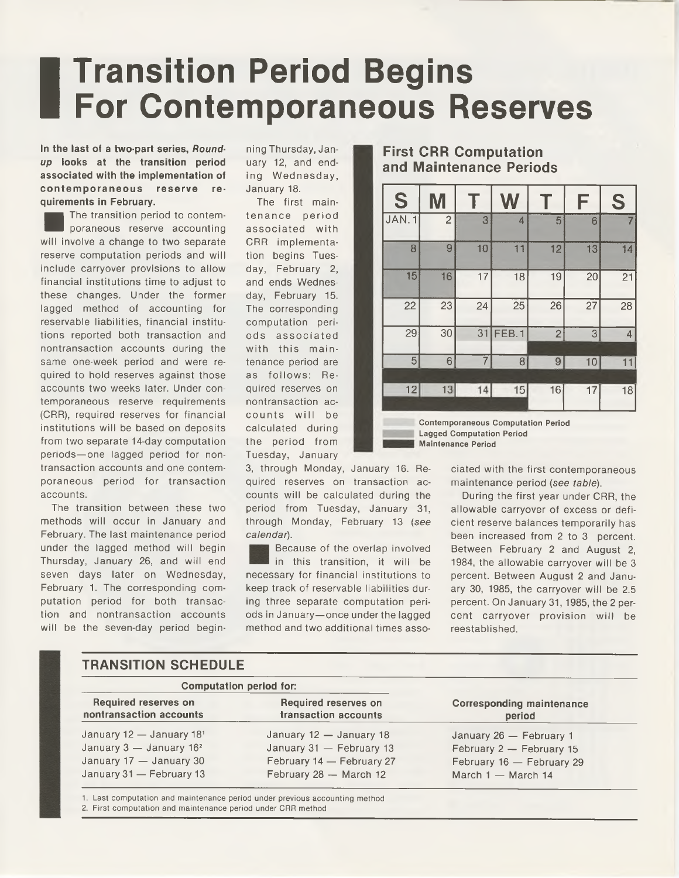# Transition Period Begins For Contemporaneous Reserves

**In the last of a two-part series, *Roundup* looks at the transition period associated with the implementation of contemporaneous reserve requirements in February.**

The transition period to contemporaneous reserve accounting will involve a change to two separate reserve computation periods and will include carryover provisions to allow financial institutions time to adjust to these changes. Under the former lagged method of accounting for reservable liabilities, financial institutions reported both transaction and nontransaction accounts during the same one-week period and were required to hold reserves against those accounts two weeks later. Under contemporaneous reserve requirements (CRR), required reserves for financial institutions will be based on deposits from two separate 14-day computation periods—one lagged period for nontransaction accounts and one contemporaneous period for transaction accounts.

The transition between these two methods will occur in January and February. The last maintenance period under the lagged method will begin Thursday, January 26, and will end seven days later on Wednesday, February 1. The corresponding computation period for both transaction and nontransaction accounts will be the seven-day period beginning Thursday, January 12, and ending Wednesday, January 18.

The first maintenance period associated with CRR implementation begins Tuesday, February 2, and ends Wednesday, February 15. The corresponding computation periods associated with this maintenance period are as follows: Required reserves on nontransaction accounts will be calculated during the period from Tuesday, January 3, through Monday, January 16. Required reserves on transaction accounts will be calculated during the period from Tuesday, January 31, through Monday, February 13 (*see calendar*).

Because of the overlap involved in this transition, it will be necessary for financial institutions to keep track of reservable liabilities during three separate computation periods in January—once under the lagged method and two additional times associated with the first contemporaneous maintenance period (*see table*).

During the first year under CRR, the allowable carryover of excess or deficient reserve balances temporarily has been increased from 2 to 3 percent. Between February 2 and August 2, 1984, the allowable carryover will be 3 percent. Between August 2 and January 30, 1985, the carryover will be 2.5 percent. On January 31, 1985, the 2 percent carryover provision will be reestablished.

## First CRR Computation and Maintenance Periods

| S | M | T | W | T | F | S |
|---|---|---|---|---|---|---|
| JAN. 1 | 2 | 3 | 4 | 5 | 6 | 7 |
| 8 | 9 | 10 | 11 | 12 | 13 | 14 |
| 15 | 16 | 17 | 18 | 19 | 20 | 21 |
| 22 | 23 | 24 | 25 | 26 | 27 | 28 |
| 29 | 30 | 31 | FEB. 1 | 2 | 3 | 4 |
| 5 | 6 | 7 | 8 | 9 | 10 | 11 |
| 12 | 13 | 14 | 15 | 16 | 17 | 18 |

Contemporaneous Computation Period
Lagged Computation Period
Maintenance Period

## TRANSITION SCHEDULE

| Computation period for: Required reserves on nontransaction accounts | Required reserves on transaction accounts | Corresponding maintenance period |
|---|---|---|
| January 12 — January 18[1] | January 12 — January 18 | January 26 — February 1 |
| January 3 — January 16[2] | January 31 — February 13 | February 2 — February 15 |
| January 17 — January 30 | February 14 — February 27 | February 16 — February 29 |
| January 31 — February 13 | February 28 — March 12 | March 1 — March 14 |

1. Last computation and maintenance period under previous accounting method
2. First computation and maintenance period under CRR method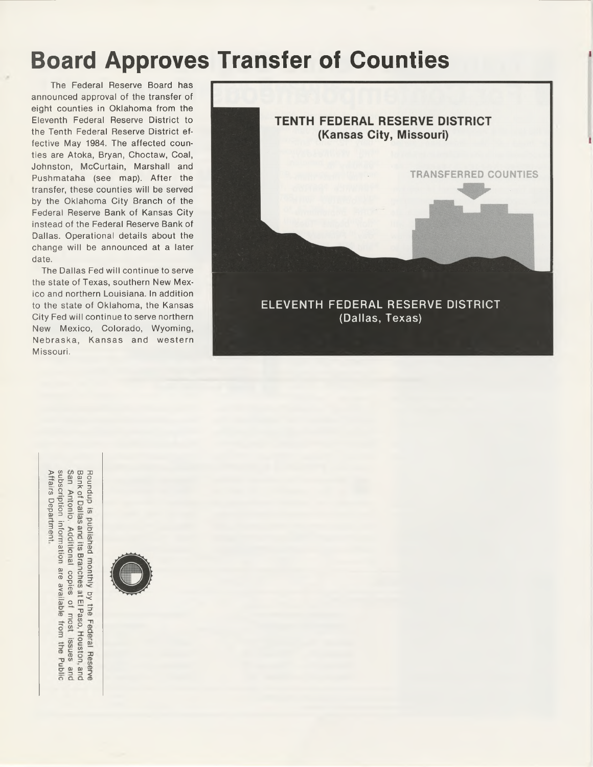# Board Approves Transfer of Counties

The Federal Reserve Board has announced approval of the transfer of eight counties in Oklahoma from the Eleventh Federal Reserve District to the Tenth Federal Reserve District effective May 1984. The affected counties are Atoka, Bryan, Choctaw, Coal, Johnston, McCurtain, Marshall and Pushmataha (see map). After the transfer, these counties will be served by the Oklahoma City Branch of the Federal Reserve Bank of Kansas City instead of the Federal Reserve Bank of Dallas. Operational details about the change will be announced at a later date.

The Dallas Fed will continue to serve the state of Texas, southern New Mexico and northern Louisiana. In addition to the state of Oklahoma, the Kansas City Fed will continue to serve northern New Mexico, Colorado, Wyoming, Nebraska, Kansas and western Missouri.

TENTH FEDERAL RESERVE DISTRICT
(Kansas City, Missouri)

TRANSFERRED COUNTIES

ELEVENTH FEDERAL RESERVE DISTRICT
(Dallas, Texas)

Roundup is published monthly by the Federal Reserve Bank of Dallas and its Branches at El Paso, Houston, and San Antonio. Additional copies of most issues and subscription information are available from the Public Affairs Department.